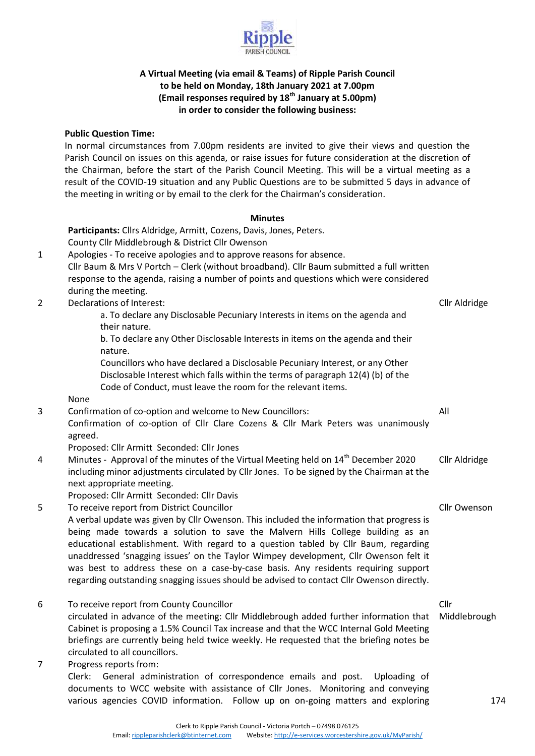Ripple PARISH COUNCIL

**A Virtual Meeting (via email & Teams) of Ripple Parish Council to be held on Monday, 18th January 2021 at 7.00pm (Email responses required by 18th January at 5.00pm) in order to consider the following business:**

**Public Question Time:**

In normal circumstances from 7.00pm residents are invited to give their views and question the Parish Council on issues on this agenda, or raise issues for future consideration at the discretion of the Chairman, before the start of the Parish Council Meeting. This will be a virtual meeting as a result of the COVID-19 situation and any Public Questions are to be submitted 5 days in advance of the meeting in writing or by email to the clerk for the Chairman's consideration.

**Minutes**

**Participants:** Cllrs Aldridge, Armitt, Cozens, Davis, Jones, Peters.
County Cllr Middlebrough & District Cllr Owenson

| | | |
|---|---|---|
| 1 | Apologies - To receive apologies and to approve reasons for absence.<br>Cllr Baum & Mrs V Portch – Clerk (without broadband). Cllr Baum submitted a full written response to the agenda, raising a number of points and questions which were considered during the meeting. | |
| 2 | Declarations of Interest:<br>a. To declare any Disclosable Pecuniary Interests in items on the agenda and their nature.<br>b. To declare any Other Disclosable Interests in items on the agenda and their nature.<br>Councillors who have declared a Disclosable Pecuniary Interest, or any Other Disclosable Interest which falls within the terms of paragraph 12(4) (b) of the Code of Conduct, must leave the room for the relevant items.<br>None | Cllr Aldridge |
| 3 | Confirmation of co-option and welcome to New Councillors:<br>Confirmation of co-option of Cllr Clare Cozens & Cllr Mark Peters was unanimously agreed.<br>Proposed: Cllr Armitt Seconded: Cllr Jones | All |
| 4 | Minutes - Approval of the minutes of the Virtual Meeting held on 14th December 2020 including minor adjustments circulated by Cllr Jones. To be signed by the Chairman at the next appropriate meeting.<br>Proposed: Cllr Armitt Seconded: Cllr Davis | Cllr Aldridge |
| 5 | To receive report from District Councillor<br>A verbal update was given by Cllr Owenson. This included the information that progress is being made towards a solution to save the Malvern Hills College building as an educational establishment. With regard to a question tabled by Cllr Baum, regarding unaddressed 'snagging issues' on the Taylor Wimpey development, Cllr Owenson felt it was best to address these on a case-by-case basis. Any residents requiring support regarding outstanding snagging issues should be advised to contact Cllr Owenson directly. | Cllr Owenson |
| 6 | To receive report from County Councillor<br>circulated in advance of the meeting: Cllr Middlebrough added further information that Cabinet is proposing a 1.5% Council Tax increase and that the WCC Internal Gold Meeting briefings are currently being held twice weekly. He requested that the briefing notes be circulated to all councillors. | Cllr Middlebrough |
| 7 | Progress reports from:<br>Clerk: General administration of correspondence emails and post. Uploading of documents to WCC website with assistance of Cllr Jones. Monitoring and conveying various agencies COVID information. Follow up on on-going matters and exploring | |

Clerk to Ripple Parish Council - Victoria Portch – 07498 076125
Email: rippleparishclerk@btinternet.com Website: http://e-services.worcestershire.gov.uk/MyParish/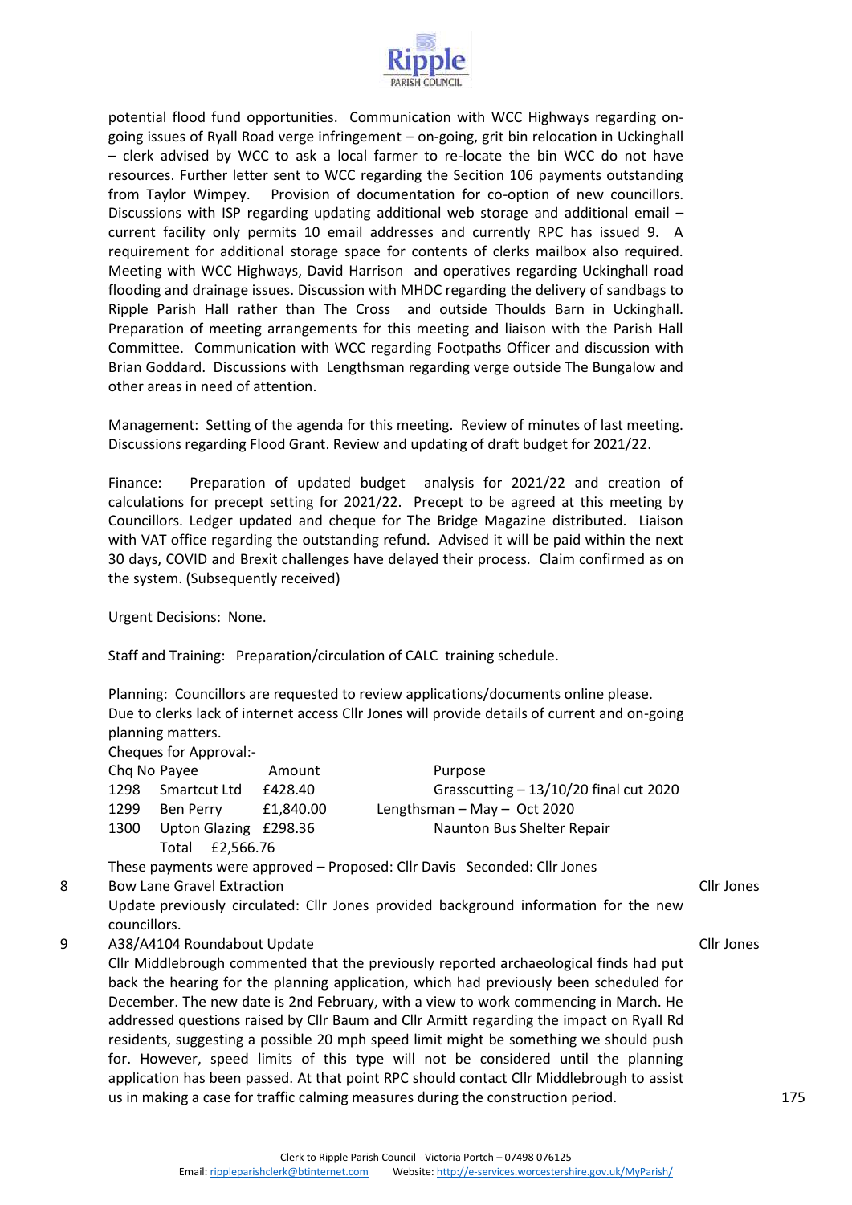potential flood fund opportunities. Communication with WCC Highways regarding on-going issues of Ryall Road verge infringement – on-going, grit bin relocation in Uckinghall – clerk advised by WCC to ask a local farmer to re-locate the bin WCC do not have resources. Further letter sent to WCC regarding the Secition 106 payments outstanding from Taylor Wimpey. Provision of documentation for co-option of new councillors. Discussions with ISP regarding updating additional web storage and additional email – current facility only permits 10 email addresses and currently RPC has issued 9. A requirement for additional storage space for contents of clerks mailbox also required. Meeting with WCC Highways, David Harrison and operatives regarding Uckinghall road flooding and drainage issues. Discussion with MHDC regarding the delivery of sandbags to Ripple Parish Hall rather than The Cross and outside Thoulds Barn in Uckinghall. Preparation of meeting arrangements for this meeting and liaison with the Parish Hall Committee. Communication with WCC regarding Footpaths Officer and discussion with Brian Goddard. Discussions with Lengthsman regarding verge outside The Bungalow and other areas in need of attention.

Management: Setting of the agenda for this meeting. Review of minutes of last meeting. Discussions regarding Flood Grant. Review and updating of draft budget for 2021/22.

Finance: Preparation of updated budget analysis for 2021/22 and creation of calculations for precept setting for 2021/22. Precept to be agreed at this meeting by Councillors. Ledger updated and cheque for The Bridge Magazine distributed. Liaison with VAT office regarding the outstanding refund. Advised it will be paid within the next 30 days, COVID and Brexit challenges have delayed their process. Claim confirmed as on the system. (Subsequently received)

Urgent Decisions: None.

Staff and Training: Preparation/circulation of CALC training schedule.

Planning: Councillors are requested to review applications/documents online please.
Due to clerks lack of internet access Cllr Jones will provide details of current and on-going planning matters.

Cheques for Approval:-

| Chq No | Payee | Amount | Purpose |
|---|---|---|---|
| 1298 | Smartcut Ltd | £428.40 | Grasscutting – 13/10/20 final cut 2020 |
| 1299 | Ben Perry | £1,840.00 | Lengthsman – May – Oct 2020 |
| 1300 | Upton Glazing | £298.36 | Naunton Bus Shelter Repair |
| | Total | £2,566.76 | |

These payments were approved – Proposed: Cllr Davis Seconded: Cllr Jones

8 Bow Lane Gravel Extraction — Cllr Jones

Update previously circulated: Cllr Jones provided background information for the new councillors.

9 A38/A4104 Roundabout Update — Cllr Jones

Cllr Middlebrough commented that the previously reported archaeological finds had put back the hearing for the planning application, which had previously been scheduled for December. The new date is 2nd February, with a view to work commencing in March. He addressed questions raised by Cllr Baum and Cllr Armitt regarding the impact on Ryall Rd residents, suggesting a possible 20 mph speed limit might be something we should push for. However, speed limits of this type will not be considered until the planning application has been passed. At that point RPC should contact Cllr Middlebrough to assist us in making a case for traffic calming measures during the construction period.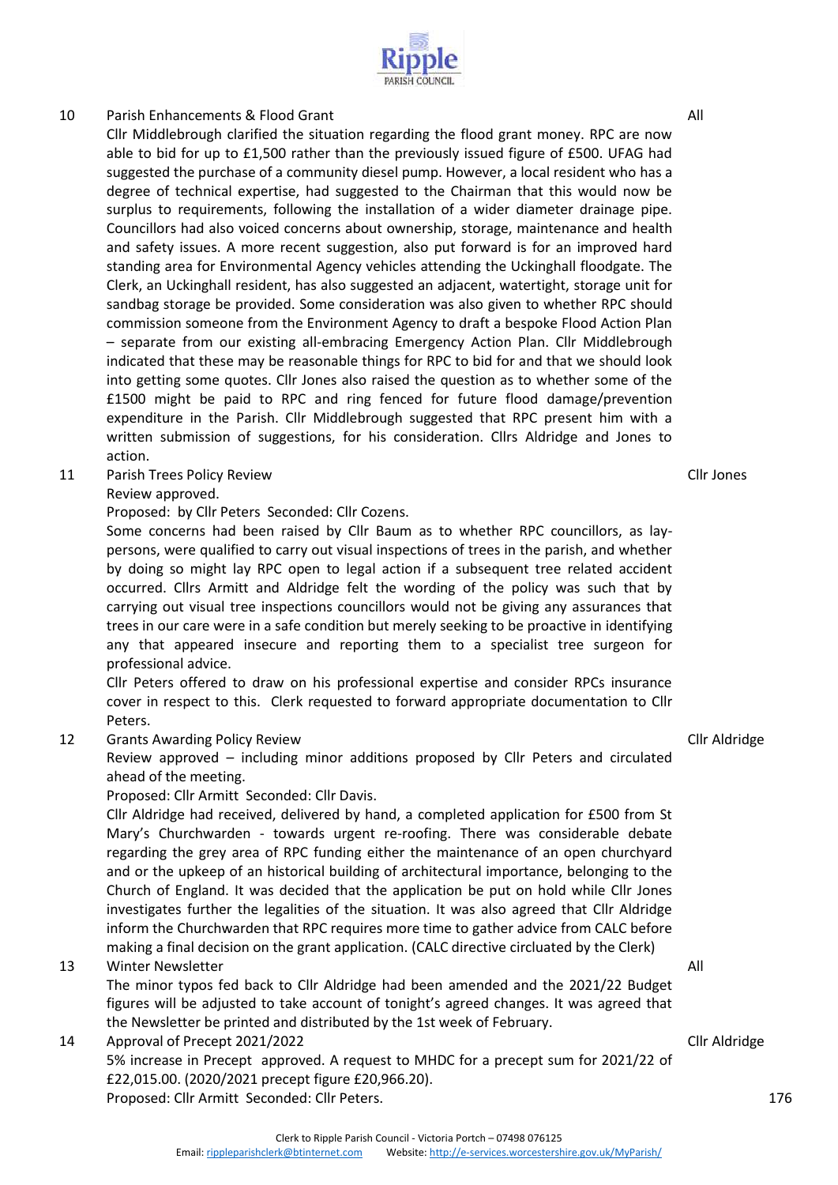| | | |
|---|---|---|
| 10 | Parish Enhancements & Flood Grant<br>Cllr Middlebrough clarified the situation regarding the flood grant money. RPC are now able to bid for up to £1,500 rather than the previously issued figure of £500. UFAG had suggested the purchase of a community diesel pump. However, a local resident who has a degree of technical expertise, had suggested to the Chairman that this would now be surplus to requirements, following the installation of a wider diameter drainage pipe. Councillors had also voiced concerns about ownership, storage, maintenance and health and safety issues. A more recent suggestion, also put forward is for an improved hard standing area for Environmental Agency vehicles attending the Uckinghall floodgate. The Clerk, an Uckinghall resident, has also suggested an adjacent, watertight, storage unit for sandbag storage be provided. Some consideration was also given to whether RPC should commission someone from the Environment Agency to draft a bespoke Flood Action Plan – separate from our existing all-embracing Emergency Action Plan. Cllr Middlebrough indicated that these may be reasonable things for RPC to bid for and that we should look into getting some quotes. Cllr Jones also raised the question as to whether some of the £1500 might be paid to RPC and ring fenced for future flood damage/prevention expenditure in the Parish. Cllr Middlebrough suggested that RPC present him with a written submission of suggestions, for his consideration. Cllrs Aldridge and Jones to action. | All |
| 11 | Parish Trees Policy Review<br>Review approved.<br>Proposed: by Cllr Peters Seconded: Cllr Cozens.<br>Some concerns had been raised by Cllr Baum as to whether RPC councillors, as lay-persons, were qualified to carry out visual inspections of trees in the parish, and whether by doing so might lay RPC open to legal action if a subsequent tree related accident occurred. Cllrs Armitt and Aldridge felt the wording of the policy was such that by carrying out visual tree inspections councillors would not be giving any assurances that trees in our care were in a safe condition but merely seeking to be proactive in identifying any that appeared insecure and reporting them to a specialist tree surgeon for professional advice.<br>Cllr Peters offered to draw on his professional expertise and consider RPCs insurance cover in respect to this. Clerk requested to forward appropriate documentation to Cllr Peters. | Cllr Jones |
| 12 | Grants Awarding Policy Review<br>Review approved – including minor additions proposed by Cllr Peters and circulated ahead of the meeting.<br>Proposed: Cllr Armitt Seconded: Cllr Davis.<br>Cllr Aldridge had received, delivered by hand, a completed application for £500 from St Mary's Churchwarden - towards urgent re-roofing. There was considerable debate regarding the grey area of RPC funding either the maintenance of an open churchyard and or the upkeep of an historical building of architectural importance, belonging to the Church of England. It was decided that the application be put on hold while Cllr Jones investigates further the legalities of the situation. It was also agreed that Cllr Aldridge inform the Churchwarden that RPC requires more time to gather advice from CALC before making a final decision on the grant application. (CALC directive circluated by the Clerk) | Cllr Aldridge |
| 13 | Winter Newsletter<br>The minor typos fed back to Cllr Aldridge had been amended and the 2021/22 Budget figures will be adjusted to take account of tonight's agreed changes. It was agreed that the Newsletter be printed and distributed by the 1st week of February. | All |
| 14 | Approval of Precept 2021/2022<br>5% increase in Precept approved. A request to MHDC for a precept sum for 2021/22 of £22,015.00. (2020/2021 precept figure £20,966.20).<br>Proposed: Cllr Armitt Seconded: Cllr Peters. | Cllr Aldridge |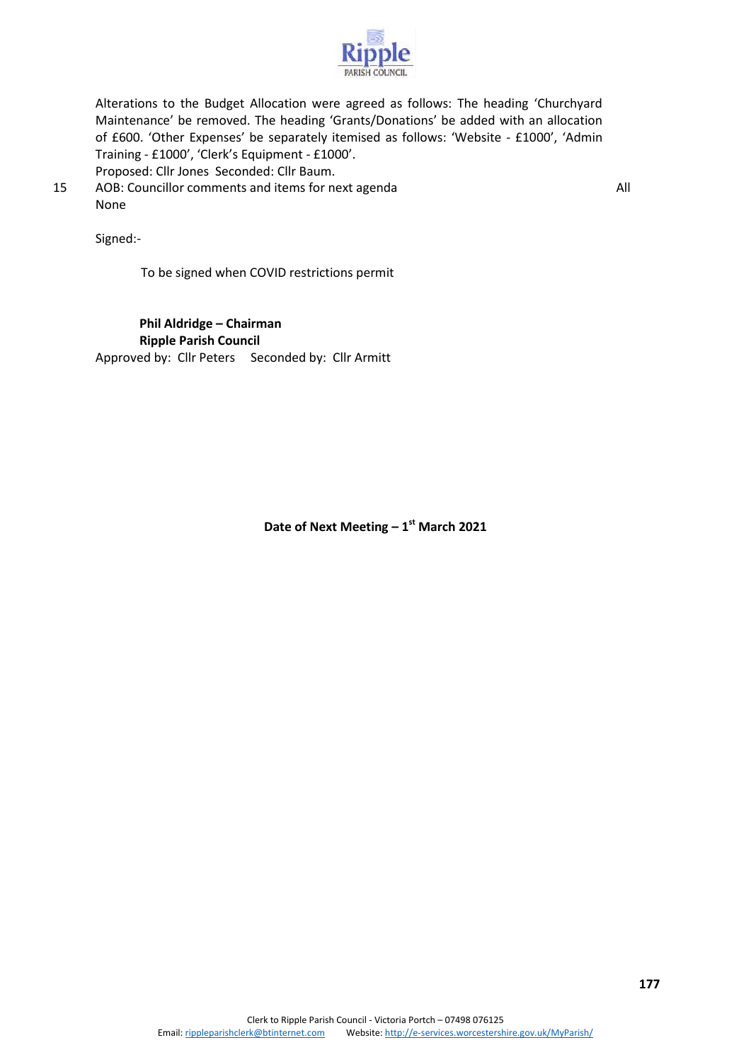Alterations to the Budget Allocation were agreed as follows: The heading 'Churchyard Maintenance' be removed. The heading 'Grants/Donations' be added with an allocation of £600. 'Other Expenses' be separately itemised as follows: 'Website - £1000', 'Admin Training - £1000', 'Clerk's Equipment - £1000'.
Proposed: Cllr Jones Seconded: Cllr Baum.

| | | |
|---|---|---|
| 15 | AOB: Councillor comments and items for next agenda<br>None | All |

Signed:-

To be signed when COVID restrictions permit

**Phil Aldridge – Chairman**
**Ripple Parish Council**
Approved by: Cllr Peters Seconded by: Cllr Armitt

**Date of Next Meeting – 1st March 2021**